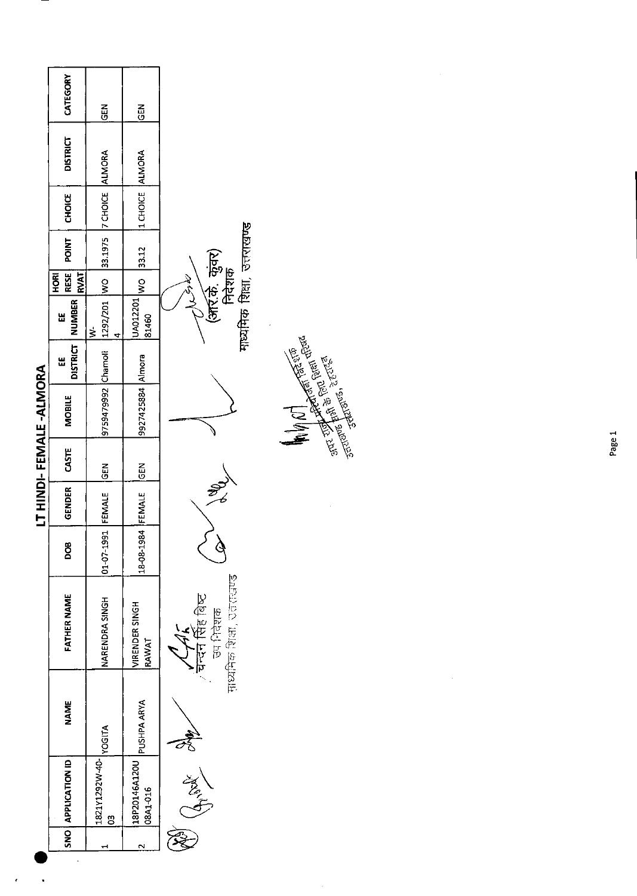# LT HINDI- FEMALE -ALMORA

| SNO | APPLICATION ID | NAME | FATHER NAME | DOB | GENDER | CASTE | MOBILE | EE DISTRICT | EE NUMBER | HORI RESERVAT | POINT | CHOICE | DISTRICT | CATEGORY |
|---|---|---|---|---|---|---|---|---|---|---|---|---|---|---|
| 1 | 1821Y1292W-40-03 | YOGITA | NARENDRA SINGH | 01-07-1991 | FEMALE | GEN | 9759479992 | Chamoli | W-1292/2014 | WO | 33.1975 | 7 CHOICE | ALMORA | GEN |
| 2 | 18P20146A120U08A1-016 | PUSHPA ARYA | VIRENDER SINGH RAWAT | 18-08-1984 | FEMALE | GEN | 9927425884 | Almora | UA0120181460 | WO | 33.12 | 1 CHOICE | ALMORA | GEN |

चन्दन सिंह बिष्ट
उप निदेशक
माध्यमिक शिक्षा, उत्तराखण्ड

(आर.के. कुंवर)
निदेशक
माध्यमिक शिक्षा, उत्तराखण्ड

अपर राज्य परियोजना निदेशक
समग्र शिक्षा अभियान
उत्तराखण्ड, देहरादून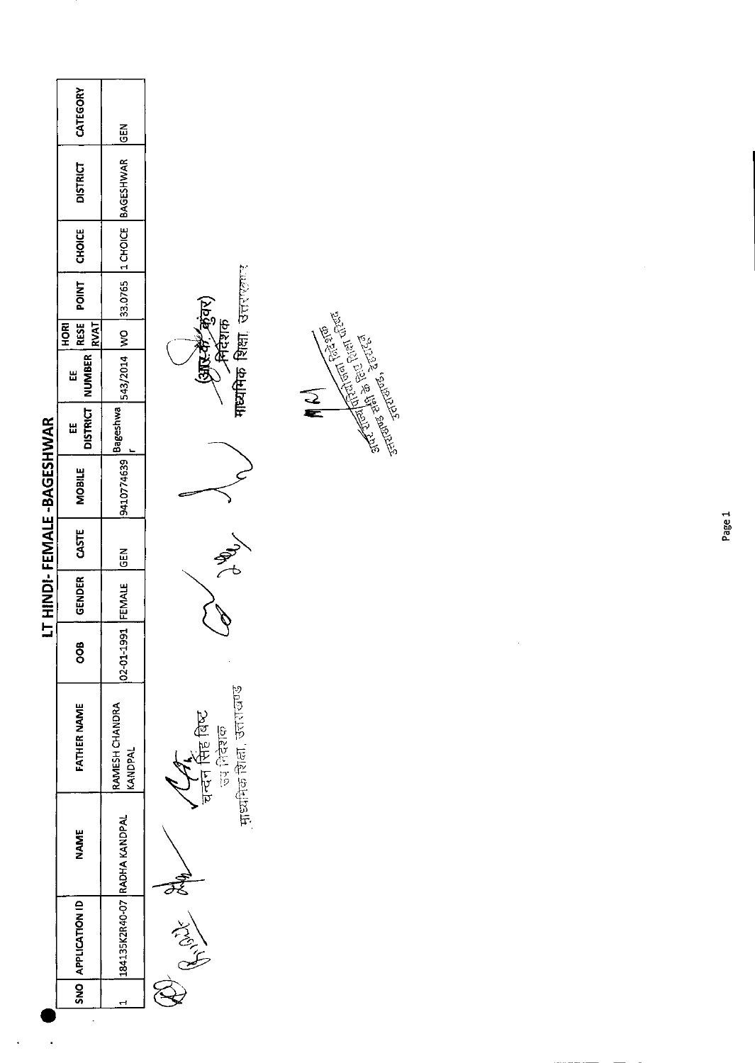# LT HINDI- FEMALE -BAGESHWAR

| SNO | APPLICATION ID | NAME | FATHER NAME | DOB | GENDER | CASTE | MOBILE | EE DISTRICT | EE NUMBER | HORI RESE RVAT | POINT | CHOICE | DISTRICT | CATEGORY |
|---|---|---|---|---|---|---|---|---|---|---|---|---|---|---|
| 1 | 184135K2R40-07 | RADHA KANDPAL | RAMESH CHANDRA KANDPAL | 02-01-1991 | FEMALE | GEN | 9410774639 | Bageshwar | 543/2014 | WO | 33.0765 | 1 CHOICE | BAGESHWAR | GEN |

चन्दन सिंह बिष्ट
उप निदेशक
माध्यमिक शिक्षा, उत्तराखण्ड

(आर.के. कुंवर)
निदेशक
माध्यमिक शिक्षा, उत्तराखण्ड

अपर राज्य परियोजना निदेशक
उत्तराखण्ड सभी के लिए शिक्षा परिषद
उत्तराखण्ड, देहरादून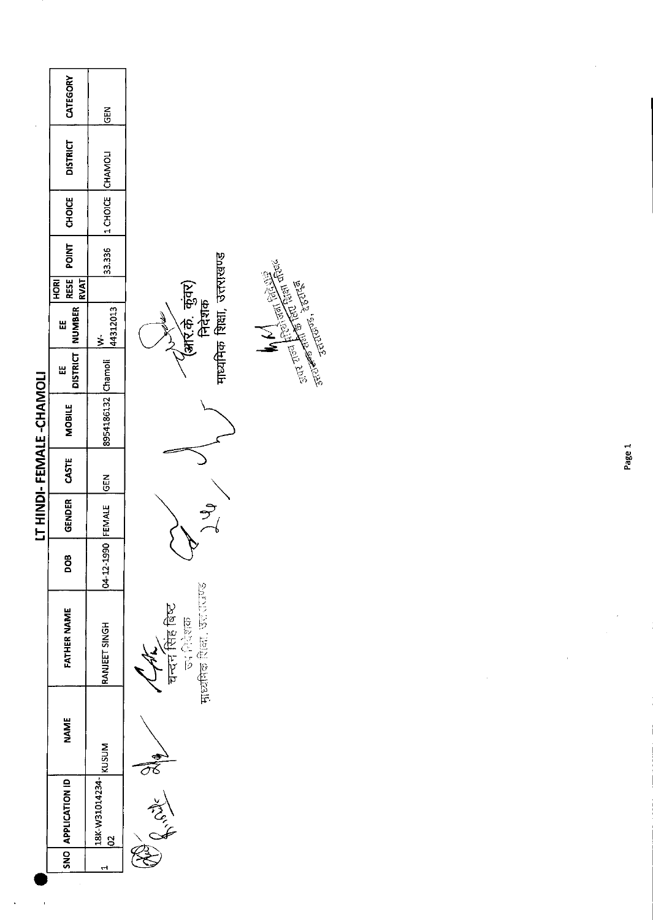# LT HINDI- FEMALE -CHAMOLI

| SNO | APPLICATION ID | NAME | FATHER NAME | DOB | GENDER | CASTE | MOBILE | EE DISTRICT | EE NUMBER | HORI RESE RVAT | POINT | CHOICE | DISTRICT | CATEGORY |
|---|---|---|---|---|---|---|---|---|---|---|---|---|---|---|
| 1 | 18K-W31014234-02 | KUSUM | RANJEET SINGH | 04-12-1990 | FEMALE | GEN | 8954186132 | Chamoli | W-4431213 | | 33.336 | 1 CHOICE | CHAMOLI | GEN |

चन्दन सिंह बिष्ट
उप निदेशक
माध्यमिक शिक्षा, उत्तराखण्ड

(आर.के. कुंवर)
निदेशक
माध्यमिक शिक्षा, उत्तराखण्ड

अपर राज्य परियोजना निदेशक
उत्तराखण्ड सभा के लिए शिक्षा परिषद
उत्तराखण्ड, देहरादून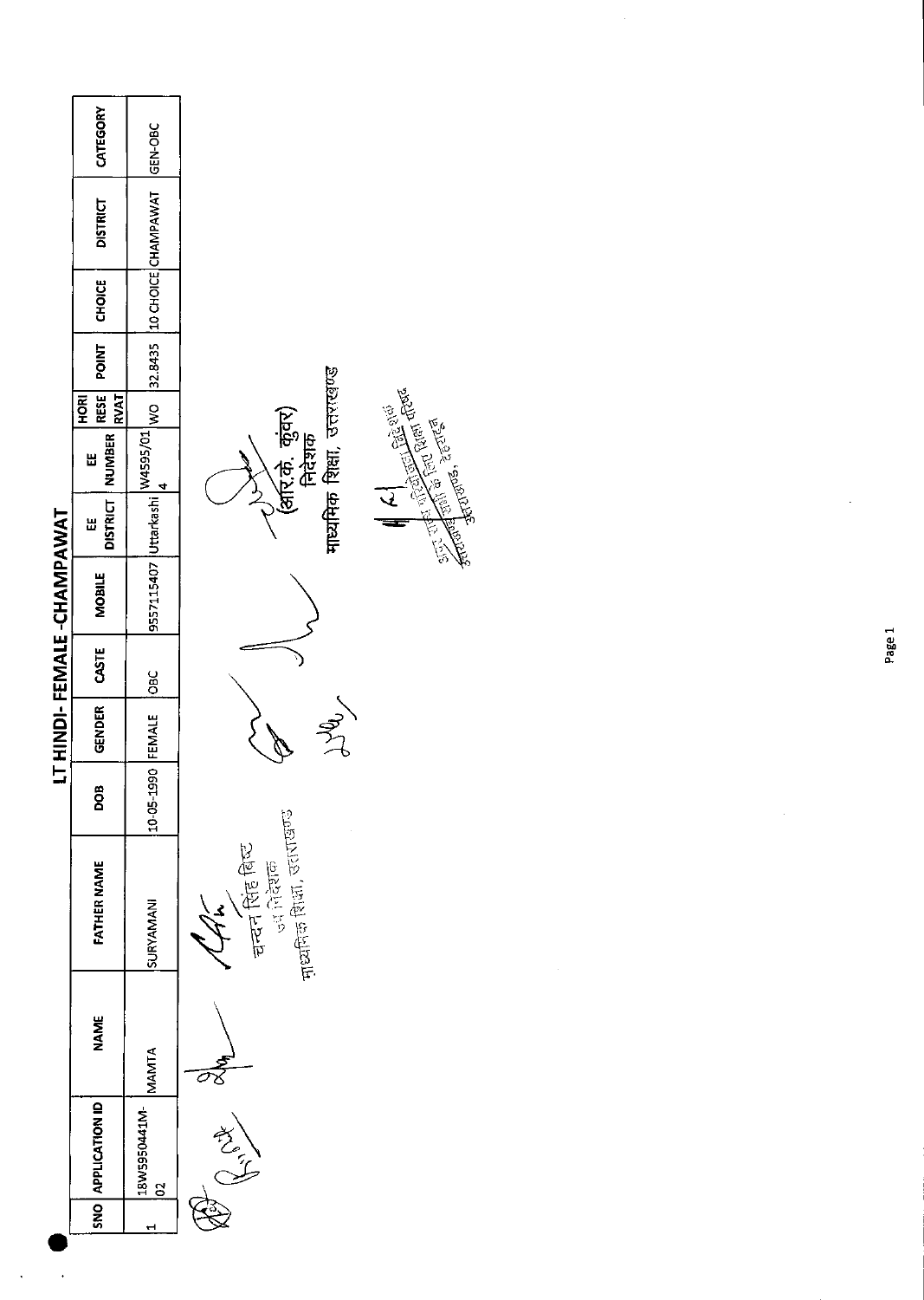# LT HINDI- FEMALE -CHAMPAWAT

| SNO | APPLICATION ID | NAME | FATHER NAME | DOB | GENDER | CASTE | MOBILE | EE DISTRICT | EE NUMBER | HORI RESE RVAT | POINT | CHOICE | DISTRICT | CATEGORY |
|---|---|---|---|---|---|---|---|---|---|---|---|---|---|---|
| 1 | 18W5950441M-02 | MAMTA | SURYAMANI | 10-05-1990 | FEMALE | OBC | 9557115407 | Uttarkashi | W4595/014 | WO | 32.8435 | 10 CHOICE | CHAMPAWAT | GEN-OBC |

चन्दन सिंह बिष्ट
उप निदेशक
माध्यमिक शिक्षा, उत्तराखण्ड

(आर.के. कुंवर)
निदेशक
माध्यमिक शिक्षा, उत्तराखण्ड

अपर राज्य परियोजना निदेशक
उत्तराखण्ड सभी के लिए शिक्षा परिषद
उत्तराखण्ड, देहरादून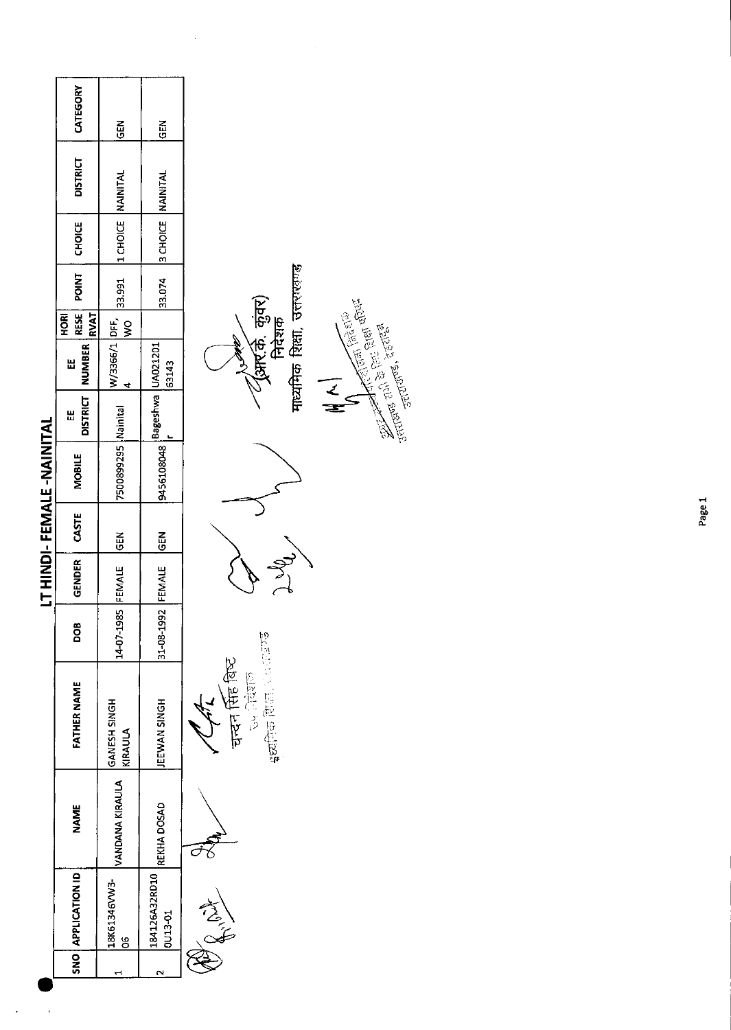# LT HINDI- FEMALE -NAINITAL

| SNO | APPLICATION ID | NAME | FATHER NAME | DOB | GENDER | CASTE | MOBILE | EE DISTRICT | EE NUMBER | HORI RESE RVAT | POINT | CHOICE | DISTRICT | CATEGORY |
|---|---|---|---|---|---|---|---|---|---|---|---|---|---|---|
| 1 | 18K61346VW3-06 | VANDANA KIRAULA | GANESH SINGH KIRAULA | 14-07-1985 | FEMALE | GEN | 7500899295 | Nainital | W/3366/14 | DFF, WO | 33.991 | 1 CHOICE | NAINITAL | GEN |
| 2 | 184126A32RD100U13-01 | REKHA DOSAD | JEEWAN SINGH | 31-08-1992 | FEMALE | GEN | 9456108048 | Bageshwar | UA02120163143 | | 33.074 | 3 CHOICE | NAINITAL | GEN |

चन्दन सिंह बिष्ट
उप निदेशक
माध्यमिक शिक्षा, उत्तराखण्ड

(आर.के. कुंवर)
निदेशक
माध्यमिक शिक्षा, उत्तराखण्ड

अपर ... निदेशक
उत्तराखण्ड ... के लिए शिक्षा परिषद
उत्तराखण्ड, देहरादून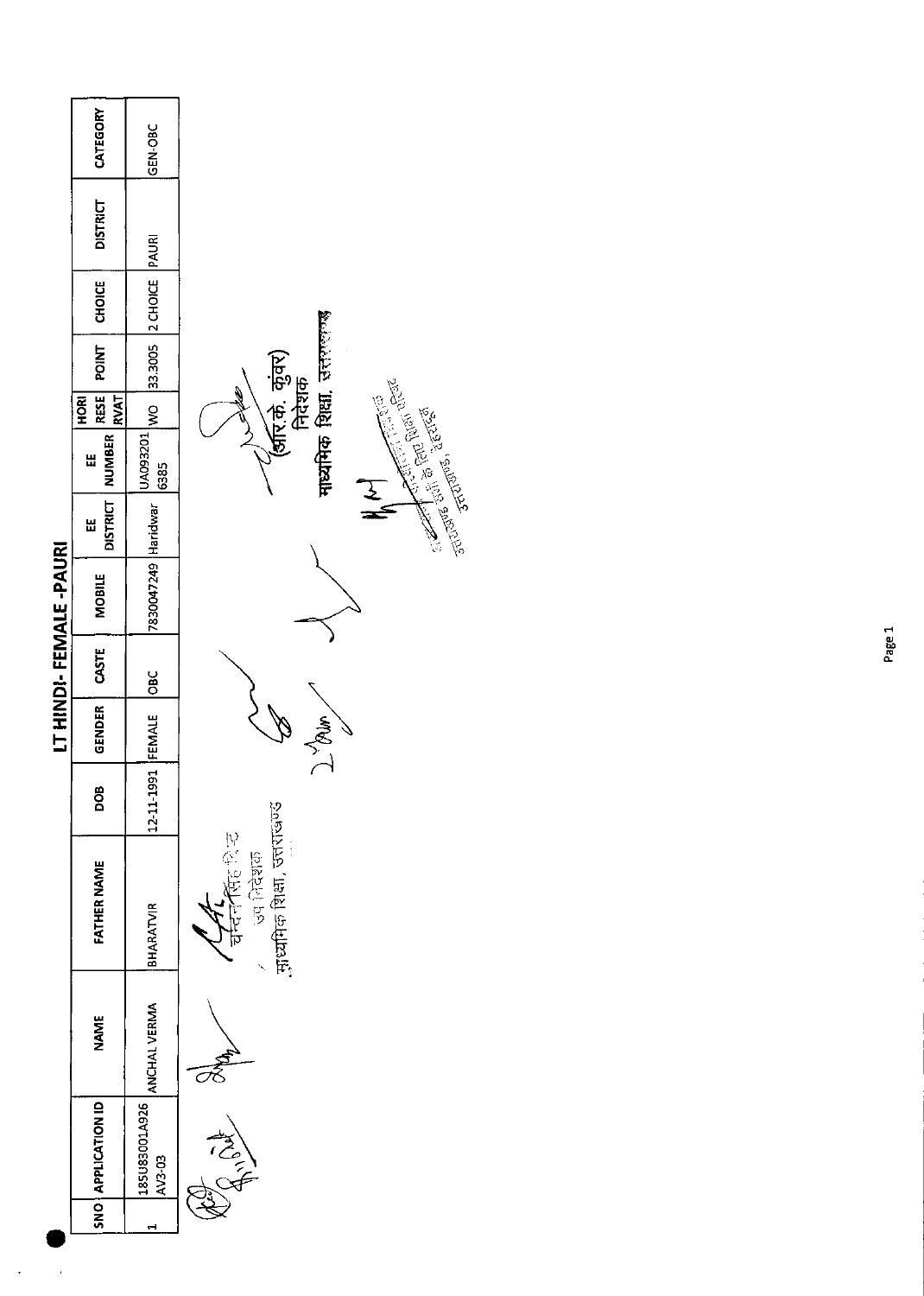# LT HINDI- FEMALE -PAURI

| SNO | APPLICATION ID | NAME | FATHER NAME | DOB | GENDER | CASTE | MOBILE | EE DISTRICT | EE NUMBER | HORI RESE RVAT | POINT | CHOICE | DISTRICT | CATEGORY |
|---|---|---|---|---|---|---|---|---|---|---|---|---|---|---|
| 1 | 18SU83001A926AV3-03 | ANCHAL VERMA | BHARATVIR | 12-11-1991 | FEMALE | OBC | 7830047249 | Haridwar | UA0932016385 | WO | 33.3005 | 2 CHOICE | PAURI | GEN-OBC |

चन्दन सिंह बिष्ट
उप निदेशक
माध्यमिक शिक्षा, उत्तराखण्ड

(आर.के. कुंवर)
निदेशक
माध्यमिक शिक्षा, उत्तराखण्ड

उत्तराखण्ड राज्य के लिए शिक्षा परिषद
उत्तराखण्ड, देहरादून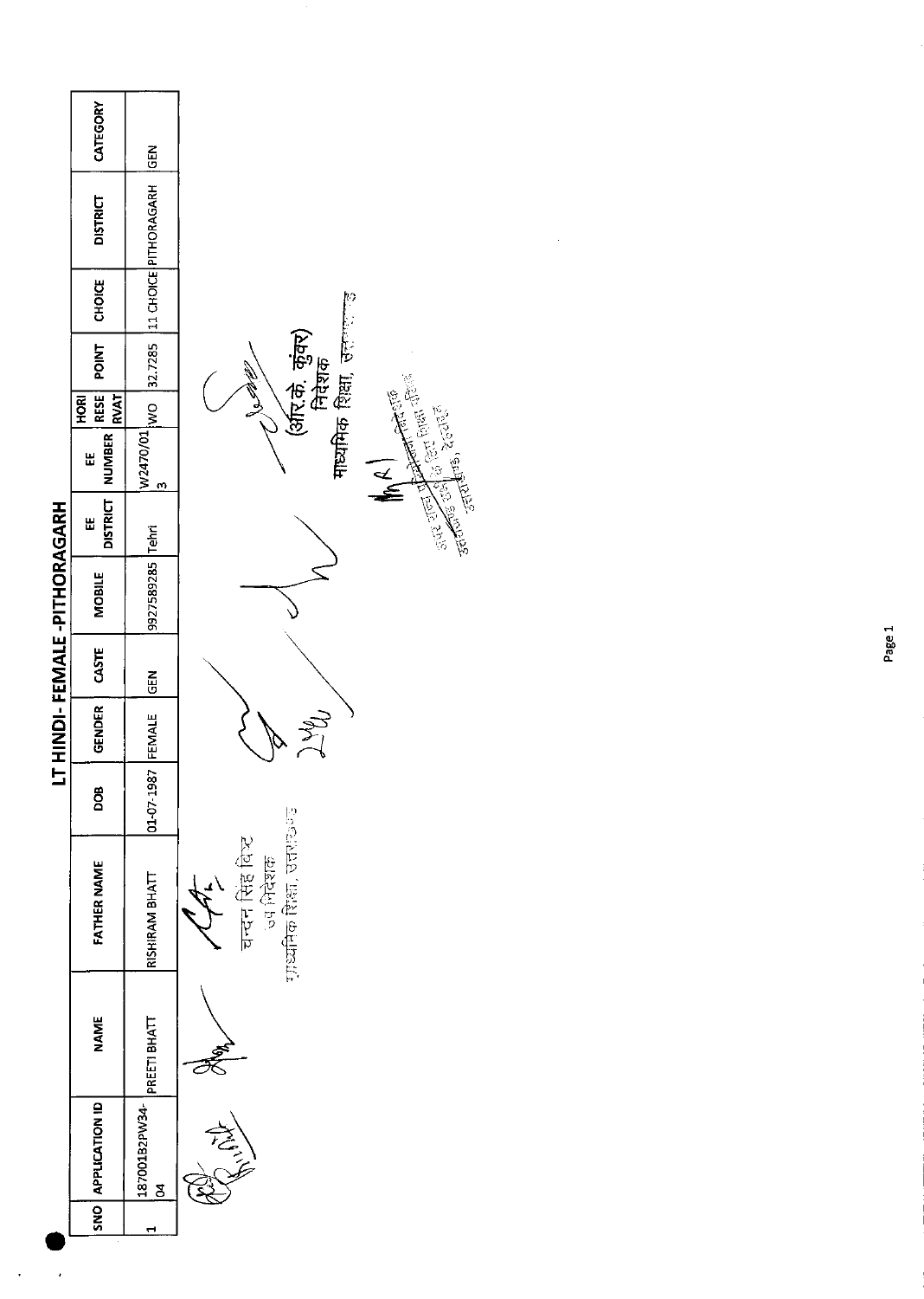# LT HINDI- FEMALE -PITHORAGARH

| SNO | APPLICATION ID | NAME | FATHER NAME | DOB | GENDER | CASTE | MOBILE | EE DISTRICT | EE NUMBER | HORI RESE RVAT | POINT | CHOICE | DISTRICT | CATEGORY |
|---|---|---|---|---|---|---|---|---|---|---|---|---|---|---|
| 1 | 187001B2PW34-04 | PREETI BHATT | RISHIRAM BHATT | 01-07-1987 | FEMALE | GEN | 9927589285 | Tehri | W2470/013 | WO | 32.7285 | 11 CHOICE | PITHORAGARH | GEN |

चन्दन सिंह बिष्ट
उप निदेशक
माध्यमिक शिक्षा, उत्तराखण्ड

(आर.के. कुंवर)
निदेशक
माध्यमिक शिक्षा, उत्तराखण्ड

अपर राज्य परियोजना निदेशक
उत्तराखण्ड सर्व शिक्षा अभियान
उत्तराखण्ड, देहरादून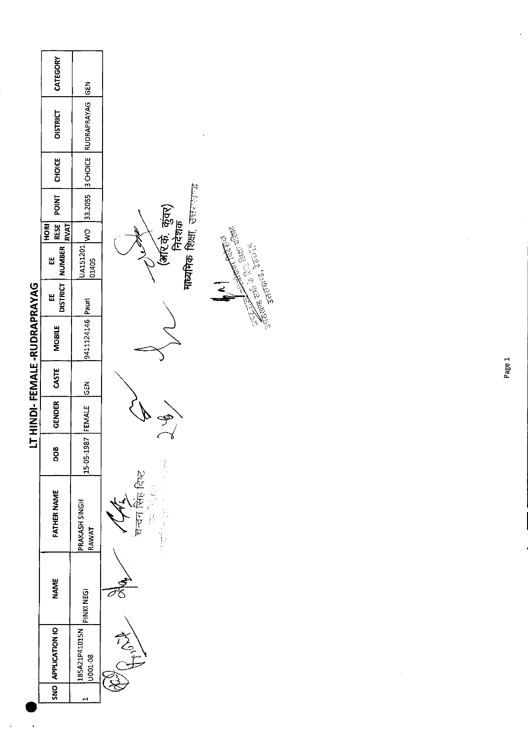# LT HINDI- FEMALE -RUDRAPRAYAG

| SNO | APPLICATION ID | NAME | FATHER NAME | DOB | GENDER | CASTE | MOBILE | EE DISTRICT | EE NUMBER | HORI RESE RVAT | POINT | CHOICE | DISTRICT | CATEGORY |
|---|---|---|---|---|---|---|---|---|---|---|---|---|---|---|
| 1 | 185A21P41015NU001-08 | PINKI NEGI | PRAKASH SINGH RAWAT | 15-05-1987 | FEMALE | GEN | 9411124146 | Pauri | UA15120101405 | WO | 33.2055 | 3 CHOICE | RUDRAPRAYAG | GEN |

चन्दन सिंह बिष्ट

(आर.के. कुंवर)
निदेशक
माध्यमिक शिक्षा, उत्तराखण्ड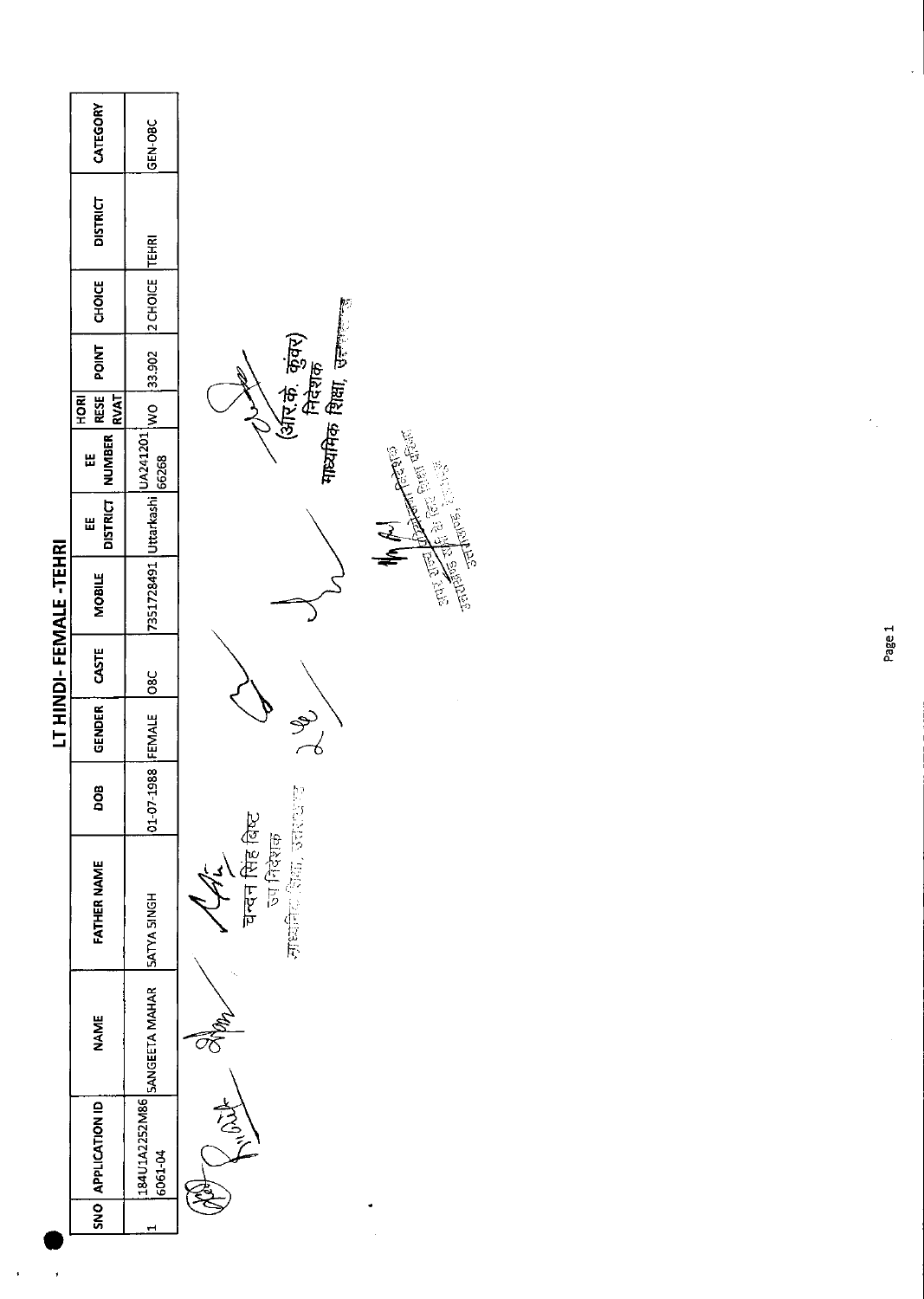# LT HINDI- FEMALE -TEHRI

| SNO | APPLICATION ID | NAME | FATHER NAME | DOB | GENDER | CASTE | MOBILE | EE DISTRICT | EE NUMBER | HORI RESE RVAT | POINT | CHOICE | DISTRICT | CATEGORY |
|---|---|---|---|---|---|---|---|---|---|---|---|---|---|---|
| 1 | 184U1A2252M86 6061-04 | SANGEETA MAHAR | SATYA SINGH | 01-07-1988 | FEMALE | OBC | 7351728491 | Uttarkashi | UA241201 66268 | WO | 33.902 | 2 CHOICE | TEHRI | GEN-OBC |

चन्दन सिंह बिष्ट
उप निदेशक
माध्यमिक शिक्षा, उत्तराखण्ड

(आर.के. कुंवर)
निदेशक
माध्यमिक शिक्षा, उत्तराखण्ड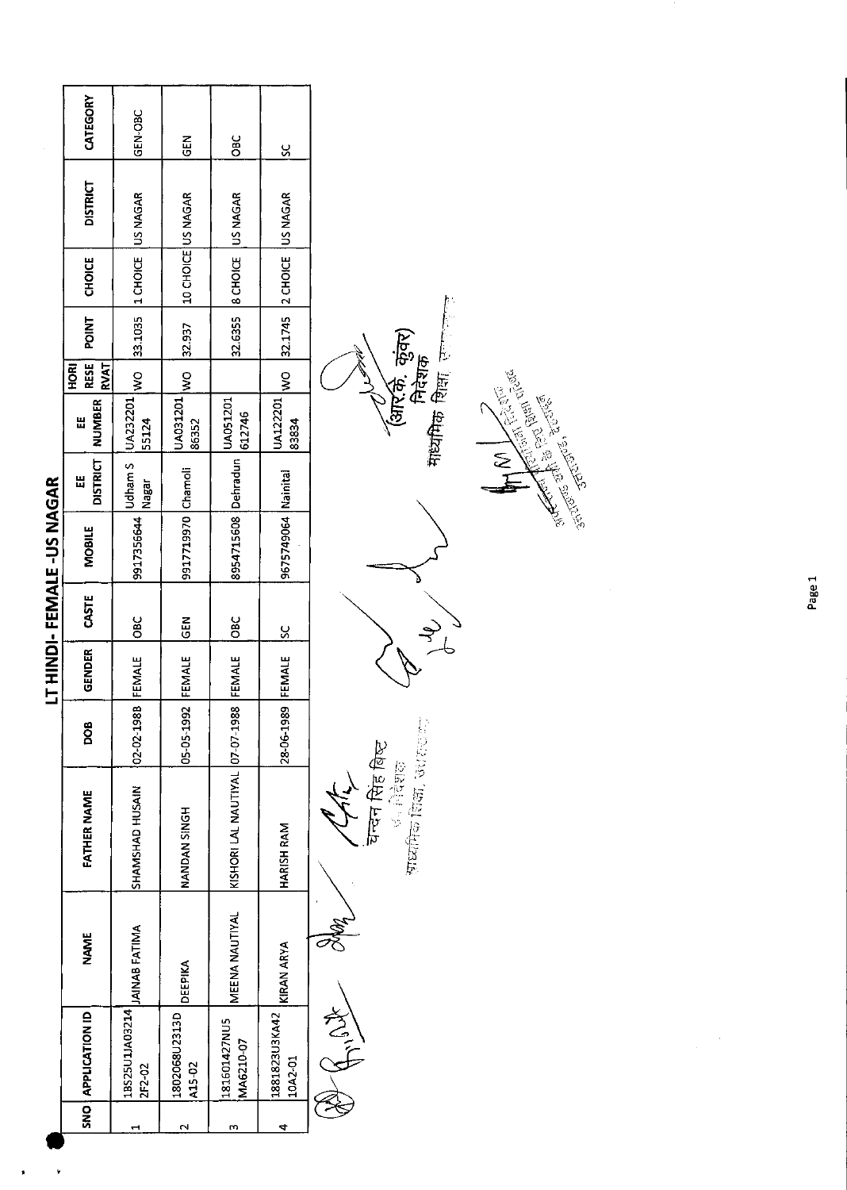# LT HINDI- FEMALE -US NAGAR

| SNO | APPLICATION ID | NAME | FATHER NAME | DOB | GENDER | CASTE | MOBILE | EE DISTRICT | EE NUMBER | HORI RESE RVAT | POINT | CHOICE | DISTRICT | CATEGORY |
|---|---|---|---|---|---|---|---|---|---|---|---|---|---|---|
| 1 | 18525U1JA032142F2-02 | JAINAB FATIMA | SHAMSHAD HUSAIN | 02-02-1988 | FEMALE | OBC | 9917356644 | Udham S Nagar | UA23220155124 | WO | 33.1035 | 1 CHOICE | US NAGAR | GEN-OBC |
| 2 | 1802068U2313DA15-02 | DEEPIKA | NANDAN SINGH | 05-05-1992 | FEMALE | GEN | 9917719970 | Chamoli | UA03120186352 | WO | 32.937 | 10 CHOICE | US NAGAR | GEN |
| 3 | 181601427NU5MA6210-07 | MEENA NAUTIYAL | KISHORI LAL NAUTIYAL | 07-07-1988 | FEMALE | OBC | 8954715608 | Dehradun | UA051201612746 | | 32.6355 | 8 CHOICE | US NAGAR | OBC |
| 4 | 1881823U3KA4210A2-01 | KIRAN ARYA | HARISH RAM | 28-06-1989 | FEMALE | SC | 9675749064 | Nainital | UA12220183834 | WO | 32.1745 | 2 CHOICE | US NAGAR | SC |

चन्दन सिंह बिष्ट
उप निदेशक
माध्यमिक शिक्षा, उत्तराखण्ड

(आर.के. कुंवर)
निदेशक
माध्यमिक शिक्षा उत्तराखण्ड